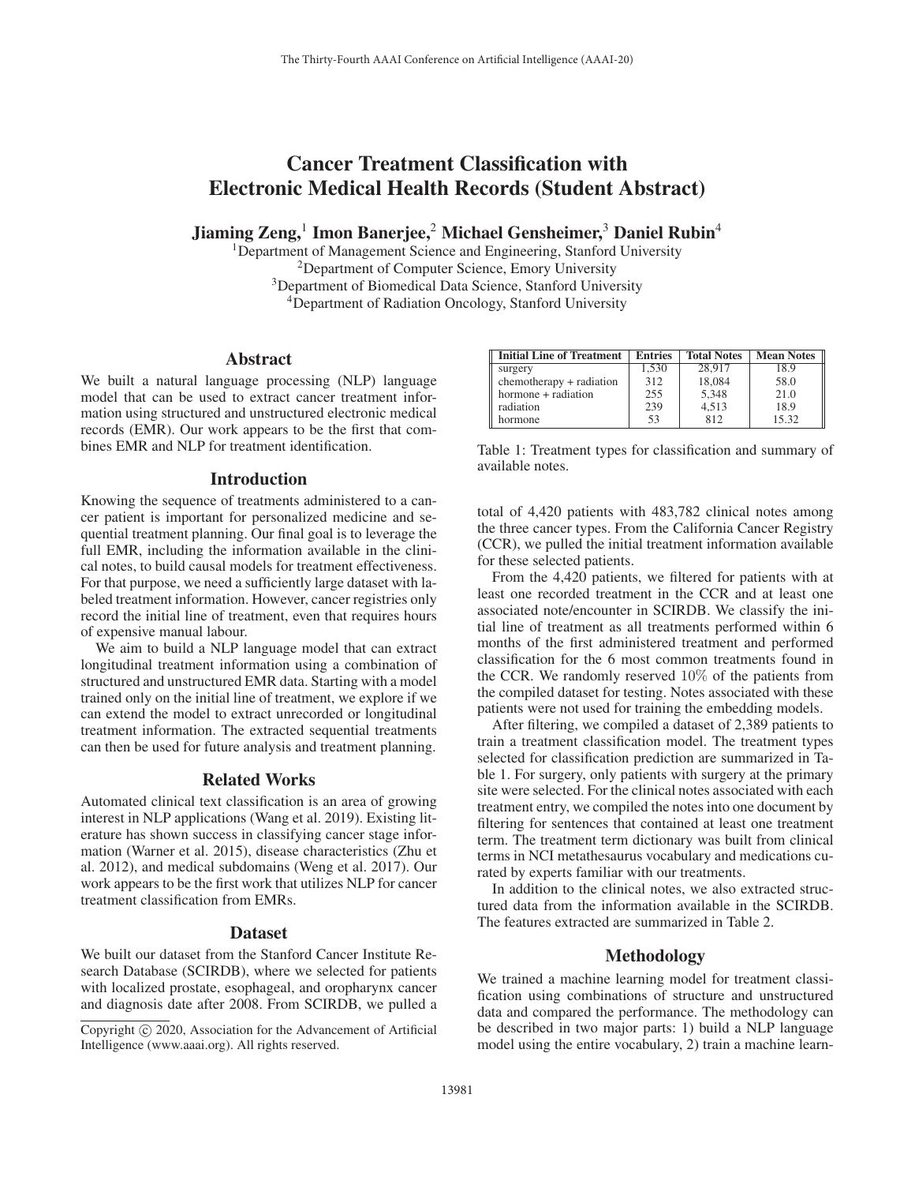# Cancer Treatment Classification with Electronic Medical Health Records (Student Abstract)

**Jiaming Zeng,[1] Imon Banerjee,[2] Michael Gensheimer,[3] Daniel Rubin[4]**

[1]Department of Management Science and Engineering, Stanford University
[2]Department of Computer Science, Emory University
[3]Department of Biomedical Data Science, Stanford University
[4]Department of Radiation Oncology, Stanford University

## Abstract

We built a natural language processing (NLP) language model that can be used to extract cancer treatment information using structured and unstructured electronic medical records (EMR). Our work appears to be the first that combines EMR and NLP for treatment identification.

## Introduction

Knowing the sequence of treatments administered to a cancer patient is important for personalized medicine and sequential treatment planning. Our final goal is to leverage the full EMR, including the information available in the clinical notes, to build causal models for treatment effectiveness. For that purpose, we need a sufficiently large dataset with labeled treatment information. However, cancer registries only record the initial line of treatment, even that requires hours of expensive manual labour.

We aim to build a NLP language model that can extract longitudinal treatment information using a combination of structured and unstructured EMR data. Starting with a model trained only on the initial line of treatment, we explore if we can extend the model to extract unrecorded or longitudinal treatment information. The extracted sequential treatments can then be used for future analysis and treatment planning.

## Related Works

Automated clinical text classification is an area of growing interest in NLP applications (Wang et al. 2019). Existing literature has shown success in classifying cancer stage information (Warner et al. 2015), disease characteristics (Zhu et al. 2012), and medical subdomains (Weng et al. 2017). Our work appears to be the first work that utilizes NLP for cancer treatment classification from EMRs.

## Dataset

We built our dataset from the Stanford Cancer Institute Research Database (SCIRDB), where we selected for patients with localized prostate, esophageal, and oropharynx cancer and diagnosis date after 2008. From SCIRDB, we pulled a total of 4,420 patients with 483,782 clinical notes among the three cancer types. From the California Cancer Registry (CCR), we pulled the initial treatment information available for these selected patients.

| Initial Line of Treatment | Entries | Total Notes | Mean Notes |
|---|---|---|---|
| surgery | 1,530 | 28,917 | 18.9 |
| chemotherapy + radiation | 312 | 18,084 | 58.0 |
| hormone + radiation | 255 | 5,348 | 21.0 |
| radiation | 239 | 4,513 | 18.9 |
| hormone | 53 | 812 | 15.32 |

Table 1: Treatment types for classification and summary of available notes.

From the 4,420 patients, we filtered for patients with at least one recorded treatment in the CCR and at least one associated note/encounter in SCIRDB. We classify the initial line of treatment as all treatments performed within 6 months of the first administered treatment and performed classification for the 6 most common treatments found in the CCR. We randomly reserved $10\%$ of the patients from the compiled dataset for testing. Notes associated with these patients were not used for training the embedding models.

After filtering, we compiled a dataset of 2,389 patients to train a treatment classification model. The treatment types selected for classification prediction are summarized in Table 1. For surgery, only patients with surgery at the primary site were selected. For the clinical notes associated with each treatment entry, we compiled the notes into one document by filtering for sentences that contained at least one treatment term. The treatment term dictionary was built from clinical terms in NCI metathesaurus vocabulary and medications curated by experts familiar with our treatments.

In addition to the clinical notes, we also extracted structured data from the information available in the SCIRDB. The features extracted are summarized in Table 2.

## Methodology

We trained a machine learning model for treatment classification using combinations of structure and unstructured data and compared the performance. The methodology can be described in two major parts: 1) build a NLP language model using the entire vocabulary, 2) train a machine learn-

Copyright © 2020, Association for the Advancement of Artificial Intelligence (www.aaai.org). All rights reserved.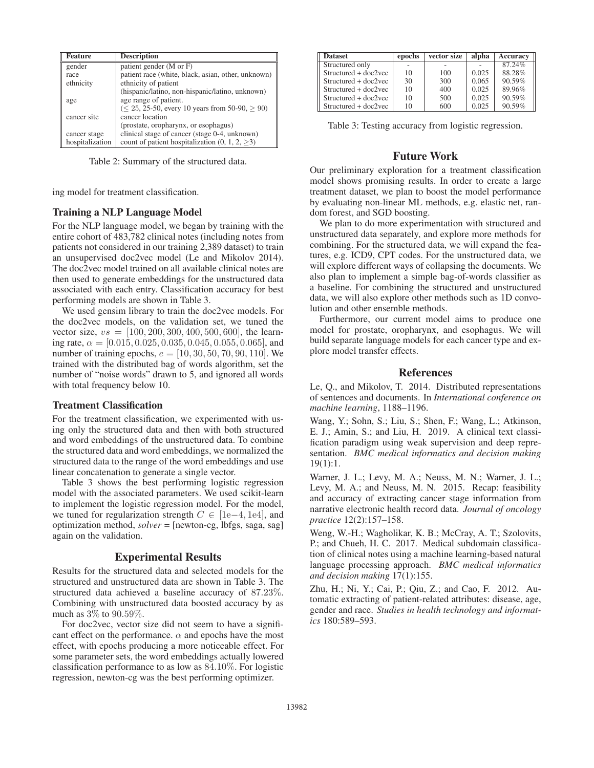| Feature | Description |
| --- | --- |
| gender | patient gender (M or F) |
| race | patient race (white, black, asian, other, unknown) |
| ethnicity | ethnicity of patient (hispanic/latino, non-hispanic/latino, unknown) |
| age | age range of patient. ($\leq$ 25, 25-50, every 10 years from 50-90, $\geq$ 90) |
| cancer site | cancer location (prostate, oropharynx, or esophagus) |
| cancer stage | clinical stage of cancer (stage 0-4, unknown) |
| hospitalization | count of patient hospitalization (0, 1, 2, $\geq$3) |

Table 2: Summary of the structured data.

ing model for treatment classification.

### Training a NLP Language Model

For the NLP language model, we began by training with the entire cohort of 483,782 clinical notes (including notes from patients not considered in our training 2,389 dataset) to train an unsupervised doc2vec model (Le and Mikolov 2014). The doc2vec model trained on all available clinical notes are then used to generate embeddings for the unstructured data associated with each entry. Classification accuracy for best performing models are shown in Table 3.

We used gensim library to train the doc2vec models. For the doc2vec models, on the validation set, we tuned the vector size, $vs = [100, 200, 300, 400, 500, 600]$, the learning rate, $\alpha = [0.015, 0.025, 0.035, 0.045, 0.055, 0.065]$, and number of training epochs, $e = [10, 30, 50, 70, 90, 110]$. We trained with the distributed bag of words algorithm, set the number of "noise words" drawn to 5, and ignored all words with total frequency below 10.

### Treatment Classification

For the treatment classification, we experimented with using only the structured data and then with both structured and word embeddings of the unstructured data. To combine the structured data and word embeddings, we normalized the structured data to the range of the word embeddings and use linear concatenation to generate a single vector.

Table 3 shows the best performing logistic regression model with the associated parameters. We used scikit-learn to implement the logistic regression model. For the model, we tuned for regularization strength $C \in [1e{-4}, 1e4]$, and optimization method, *solver* = [newton-cg, lbfgs, saga, sag] again on the validation.

## Experimental Results

Results for the structured data and selected models for the structured and unstructured data are shown in Table 3. The structured data achieved a baseline accuracy of $87.23\%$. Combining with unstructured data boosted accuracy by as much as $3\%$ to $90.59\%$.

For doc2vec, vector size did not seem to have a significant effect on the performance. $\alpha$ and epochs have the most effect, with epochs producing a more noticeable effect. For some parameter sets, the word embeddings actually lowered classification performance to as low as $84.10\%$. For logistic regression, newton-cg was the best performing optimizer.

| Dataset | epochs | vector size | alpha | Accuracy |
| --- | --- | --- | --- | --- |
| Structured only | - | - | - | 87.24% |
| Structured + doc2vec | 10 | 100 | 0.025 | 88.28% |
| Structured + doc2vec | 30 | 300 | 0.065 | 90.59% |
| Structured + doc2vec | 10 | 400 | 0.025 | 89.96% |
| Structured + doc2vec | 10 | 500 | 0.025 | 90.59% |
| Structured + doc2vec | 10 | 600 | 0.025 | 90.59% |

Table 3: Testing accuracy from logistic regression.

## Future Work

Our preliminary exploration for a treatment classification model shows promising results. In order to create a large treatment dataset, we plan to boost the model performance by evaluating non-linear ML methods, e.g. elastic net, random forest, and SGD boosting.

We plan to do more experimentation with structured and unstructured data separately, and explore more methods for combining. For the structured data, we will expand the features, e.g. ICD9, CPT codes. For the unstructured data, we will explore different ways of collapsing the documents. We also plan to implement a simple bag-of-words classifier as a baseline. For combining the structured and unstructured data, we will also explore other methods such as 1D convolution and other ensemble methods.

Furthermore, our current model aims to produce one model for prostate, oropharynx, and esophagus. We will build separate language models for each cancer type and explore model transfer effects.

## References

Le, Q., and Mikolov, T. 2014. Distributed representations of sentences and documents. In *International conference on machine learning*, 1188–1196.

Wang, Y.; Sohn, S.; Liu, S.; Shen, F.; Wang, L.; Atkinson, E. J.; Amin, S.; and Liu, H. 2019. A clinical text classification paradigm using weak supervision and deep representation. *BMC medical informatics and decision making* 19(1):1.

Warner, J. L.; Levy, M. A.; Neuss, M. N.; Warner, J. L.; Levy, M. A.; and Neuss, M. N. 2015. Recap: feasibility and accuracy of extracting cancer stage information from narrative electronic health record data. *Journal of oncology practice* 12(2):157–158.

Weng, W.-H.; Wagholikar, K. B.; McCray, A. T.; Szolovits, P.; and Chueh, H. C. 2017. Medical subdomain classification of clinical notes using a machine learning-based natural language processing approach. *BMC medical informatics and decision making* 17(1):155.

Zhu, H.; Ni, Y.; Cai, P.; Qiu, Z.; and Cao, F. 2012. Automatic extracting of patient-related attributes: disease, age, gender and race. *Studies in health technology and informatics* 180:589–593.